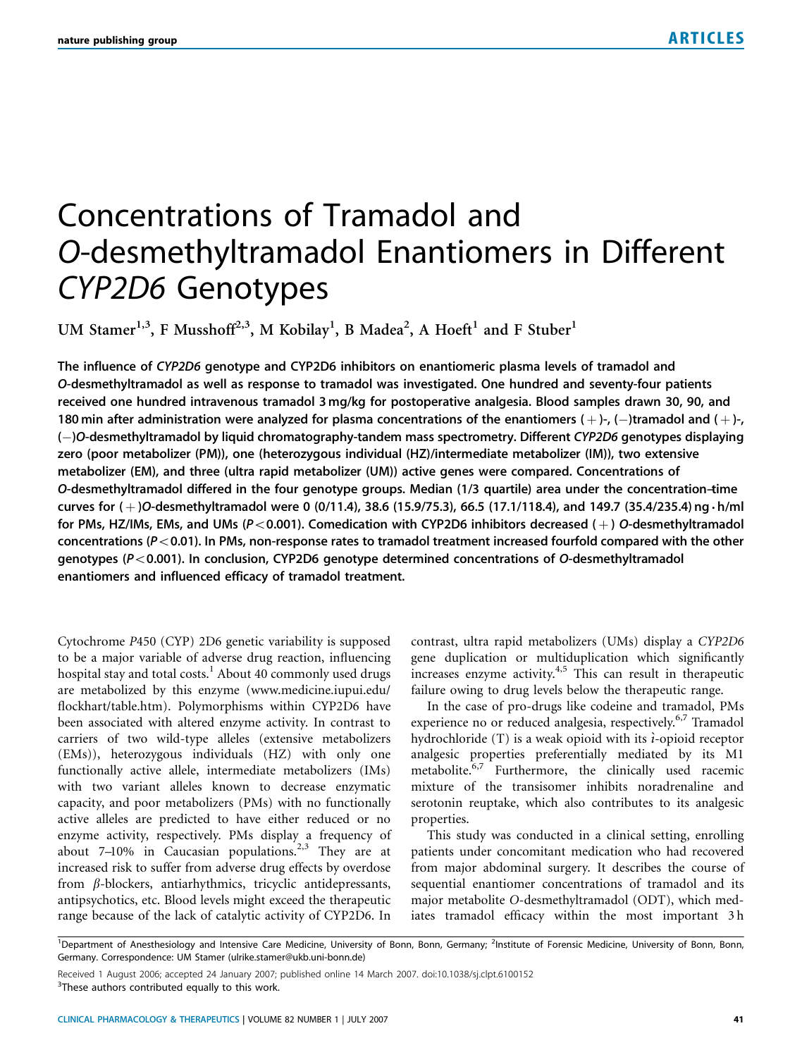# Concentrations of Tramadol and O-desmethyltramadol Enantiomers in Different *CYP2D6* Genotypes

UM Stamer[1,3], F Musshoff[2,3], M Kobilay[1], B Madea[2], A Hoeft[1] and F Stuber[1]

**The influence of *CYP2D6* genotype and CYP2D6 inhibitors on enantiomeric plasma levels of tramadol and *O*-desmethyltramadol as well as response to tramadol was investigated. One hundred and seventy-four patients received one hundred intravenous tramadol 3 mg/kg for postoperative analgesia. Blood samples drawn 30, 90, and 180 min after administration were analyzed for plasma concentrations of the enantiomers (+)-, (−)tramadol and (+)-, (−)*O*-desmethyltramadol by liquid chromatography-tandem mass spectrometry. Different *CYP2D6* genotypes displaying zero (poor metabolizer (PM)), one (heterozygous individual (HZ)/intermediate metabolizer (IM)), two extensive metabolizer (EM), and three (ultra rapid metabolizer (UM)) active genes were compared. Concentrations of *O*-desmethyltramadol differed in the four genotype groups. Median (1/3 quartile) area under the concentration–time curves for (+)*O*-desmethyltramadol were 0 (0/11.4), 38.6 (15.9/75.3), 66.5 (17.1/118.4), and 149.7 (35.4/235.4) ng·h/ml for PMs, HZ/IMs, EMs, and UMs ($P<0.001$). Comedication with CYP2D6 inhibitors decreased (+) *O*-desmethyltramadol concentrations ($P<0.01$). In PMs, non-response rates to tramadol treatment increased fourfold compared with the other genotypes ($P<0.001$). In conclusion, CYP2D6 genotype determined concentrations of *O*-desmethyltramadol enantiomers and influenced efficacy of tramadol treatment.**

Cytochrome *P*450 (CYP) 2D6 genetic variability is supposed to be a major variable of adverse drug reaction, influencing hospital stay and total costs.[1] About 40 commonly used drugs are metabolized by this enzyme (www.medicine.iupui.edu/flockhart/table.htm). Polymorphisms within CYP2D6 have been associated with altered enzyme activity. In contrast to carriers of two wild-type alleles (extensive metabolizers (EMs)), heterozygous individuals (HZ) with only one functionally active allele, intermediate metabolizers (IMs) with two variant alleles known to decrease enzymatic capacity, and poor metabolizers (PMs) with no functionally active alleles are predicted to have either reduced or no enzyme activity, respectively. PMs display a frequency of about 7–10% in Caucasian populations.[2,3] They are at increased risk to suffer from adverse drug effects by overdose from $\beta$-blockers, antiarhythmics, tricyclic antidepressants, antipsychotics, etc. Blood levels might exceed the therapeutic range because of the lack of catalytic activity of CYP2D6. In contrast, ultra rapid metabolizers (UMs) display a *CYP2D6* gene duplication or multiduplication which significantly increases enzyme activity.[4,5] This can result in therapeutic failure owing to drug levels below the therapeutic range.

In the case of pro-drugs like codeine and tramadol, PMs experience no or reduced analgesia, respectively.[6,7] Tramadol hydrochloride (T) is a weak opioid with its $\mu$-opioid receptor analgesic properties preferentially mediated by its M1 metabolite.[6,7] Furthermore, the clinically used racemic mixture of the transisomer inhibits noradrenaline and serotonin reuptake, which also contributes to its analgesic properties.

This study was conducted in a clinical setting, enrolling patients under concomitant medication who had recovered from major abdominal surgery. It describes the course of sequential enantiomer concentrations of tramadol and its major metabolite *O*-desmethyltramadol (ODT), which mediates tramadol efficacy within the most important 3 h

[1]Department of Anesthesiology and Intensive Care Medicine, University of Bonn, Bonn, Germany; [2]Institute of Forensic Medicine, University of Bonn, Bonn, Germany. Correspondence: UM Stamer (ulrike.stamer@ukb.uni-bonn.de)

Received 1 August 2006; accepted 24 January 2007; published online 14 March 2007. doi:10.1038/sj.clpt.6100152

[3]These authors contributed equally to this work.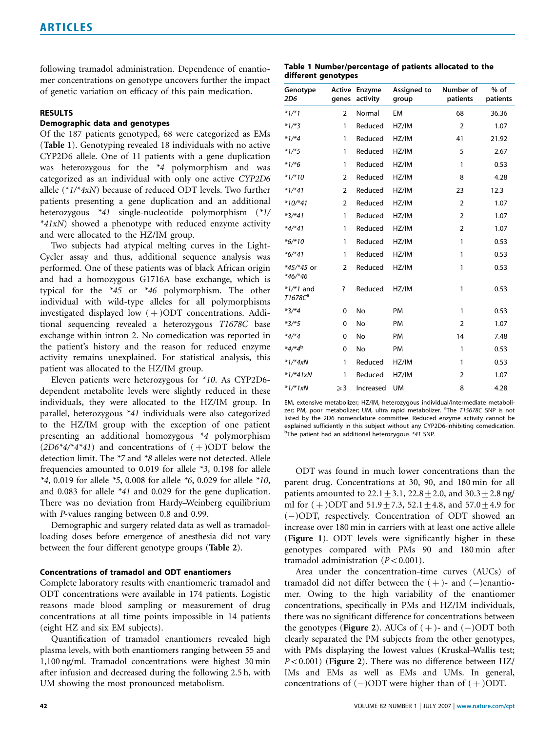following tramadol administration. Dependence of enantiomer concentrations on genotype uncovers further the impact of genetic variation on efficacy of this pain medication.

## RESULTS

### Demographic data and genotypes

Of the 187 patients genotyped, 68 were categorized as EMs (**Table 1**). Genotyping revealed 18 individuals with no active CYP2D6 allele. One of 11 patients with a gene duplication was heterozygous for the *\*4* polymorphism and was categorized as an individual with only one active *CYP2D6* allele (*\*1/\*4xN*) because of reduced ODT levels. Two further patients presenting a gene duplication and an additional heterozygous *\*41* single-nucleotide polymorphism (*\*1/\*41xN*) showed a phenotype with reduced enzyme activity and were allocated to the HZ/IM group.

Two subjects had atypical melting curves in the LightCycler assay and thus, additional sequence analysis was performed. One of these patients was of black African origin and had a homozygous G1716A base exchange, which is typical for the *\*45* or *\*46* polymorphism. The other individual with wild-type alleles for all polymorphisms investigated displayed low (+)ODT concentrations. Additional sequencing revealed a heterozygous *T1678C* base exchange within intron 2. No comedication was reported in the patient's history and the reason for reduced enzyme activity remains unexplained. For statistical analysis, this patient was allocated to the HZ/IM group.

Eleven patients were heterozygous for *\*10*. As CYP2D6-dependent metabolite levels were slightly reduced in these individuals, they were allocated to the HZ/IM group. In parallel, heterozygous *\*41* individuals were also categorized to the HZ/IM group with the exception of one patient presenting an additional homozygous *\*4* polymorphism (*2D6\*4/\*4\*41*) and concentrations of (+)ODT below the detection limit. The *\*7* and *\*8* alleles were not detected. Allele frequencies amounted to 0.019 for allele *\*3*, 0.198 for allele *\*4*, 0.019 for allele *\*5*, 0.008 for allele *\*6*, 0.029 for allele *\*10*, and 0.083 for allele *\*41* and 0.029 for the gene duplication. There was no deviation from Hardy–Weinberg equilibrium with *P*-values ranging between 0.8 and 0.99.

Demographic and surgery related data as well as tramadol-loading doses before emergence of anesthesia did not vary between the four different genotype groups (**Table 2**).

### Concentrations of tramadol and ODT enantiomers

Complete laboratory results with enantiomeric tramadol and ODT concentrations were available in 174 patients. Logistic reasons made blood sampling or measurement of drug concentrations at all time points impossible in 14 patients (eight HZ and six EM subjects).

Quantification of tramadol enantiomers revealed high plasma levels, with both enantiomers ranging between 55 and 1,100 ng/ml. Tramadol concentrations were highest 30 min after infusion and decreased during the following 2.5 h, with UM showing the most pronounced metabolism.

**Table 1 Number/percentage of patients allocated to the different genotypes**

| Genotype 2D6 | Active genes | Enzyme activity | Assigned to group | Number of patients | % of patients |
|---|---|---|---|---|---|
| *\*1/\*1* | 2 | Normal | EM | 68 | 36.36 |
| *\*1/\*3* | 1 | Reduced | HZ/IM | 2 | 1.07 |
| *\*1/\*4* | 1 | Reduced | HZ/IM | 41 | 21.92 |
| *\*1/\*5* | 1 | Reduced | HZ/IM | 5 | 2.67 |
| *\*1/\*6* | 1 | Reduced | HZ/IM | 1 | 0.53 |
| *\*1/\*10* | 2 | Reduced | HZ/IM | 8 | 4.28 |
| *\*1/\*41* | 2 | Reduced | HZ/IM | 23 | 12.3 |
| *\*10/\*41* | 2 | Reduced | HZ/IM | 2 | 1.07 |
| *\*3/\*41* | 1 | Reduced | HZ/IM | 2 | 1.07 |
| *\*4/\*41* | 1 | Reduced | HZ/IM | 2 | 1.07 |
| *\*6/\*10* | 1 | Reduced | HZ/IM | 1 | 0.53 |
| *\*6/\*41* | 1 | Reduced | HZ/IM | 1 | 0.53 |
| *\*45/\*45* or *\*46/\*46* | 2 | Reduced | HZ/IM | 1 | 0.53 |
| *\*1/\*1* and *T1678C*[a] | ? | Reduced | HZ/IM | 1 | 0.53 |
| *\*3/\*4* | 0 | No | PM | 1 | 0.53 |
| *\*3/\*5* | 0 | No | PM | 2 | 1.07 |
| *\*4/\*4* | 0 | No | PM | 14 | 7.48 |
| *\*4/\*4*[b] | 0 | No | PM | 1 | 0.53 |
| *\*1/\*4xN* | 1 | Reduced | HZ/IM | 1 | 0.53 |
| *\*1/\*41xN* | 1 | Reduced | HZ/IM | 2 | 1.07 |
| *\*1/\*1xN* | $\geq 3$ | Increased | UM | 8 | 4.28 |

EM, extensive metabolizer; HZ/IM, heterozygous individual/intermediate metabolizer; PM, poor metabolizer; UM, ultra rapid metabolizer. [a]The *T15678C* SNP is not listed by the 2D6 nomenclature committee. Reduced enzyme activity cannot be explained sufficiently in this subject without any CYP2D6-inhibiting comedication. [b]The patient had an additional heterozygous *\*41* SNP.

ODT was found in much lower concentrations than the parent drug. Concentrations at 30, 90, and 180 min for all patients amounted to 22.1 ± 3.1, 22.8 ± 2.0, and 30.3 ± 2.8 ng/ml for (+)ODT and 51.9 ± 7.3, 52.1 ± 4.8, and 57.0 ± 4.9 for (−)ODT, respectively. Concentration of ODT showed an increase over 180 min in carriers with at least one active allele (**Figure 1**). ODT levels were significantly higher in these genotypes compared with PMs 90 and 180 min after tramadol administration ($P < 0.001$).

Area under the concentration–time curves (AUCs) of tramadol did not differ between the (+)- and (−)enantiomer. Owing to the high variability of the enantiomer concentrations, specifically in PMs and HZ/IM individuals, there was no significant difference for concentrations between the genotypes (**Figure 2**). AUCs of (+)- and (−)ODT both clearly separated the PM subjects from the other genotypes, with PMs displaying the lowest values (Kruskal–Wallis test; $P < 0.001$) (**Figure 2**). There was no difference between HZ/IMs and EMs as well as EMs and UMs. In general, concentrations of (−)ODT were higher than of (+)ODT.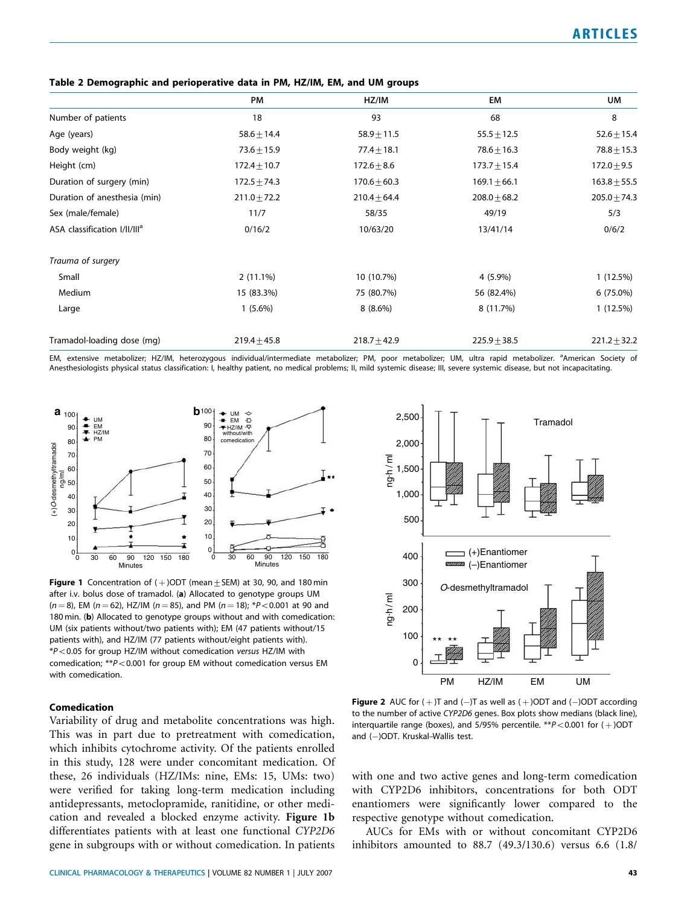**Table 2 Demographic and perioperative data in PM, HZ/IM, EM, and UM groups**

| | PM | HZ/IM | EM | UM |
|---|---|---|---|---|
| Number of patients | 18 | 93 | 68 | 8 |
| Age (years) | 58.6 ± 14.4 | 58.9 ± 11.5 | 55.5 ± 12.5 | 52.6 ± 15.4 |
| Body weight (kg) | 73.6 ± 15.9 | 77.4 ± 18.1 | 78.6 ± 16.3 | 78.8 ± 15.3 |
| Height (cm) | 172.4 ± 10.7 | 172.6 ± 8.6 | 173.7 ± 15.4 | 172.0 ± 9.5 |
| Duration of surgery (min) | 172.5 ± 74.3 | 170.6 ± 60.3 | 169.1 ± 66.1 | 163.8 ± 55.5 |
| Duration of anesthesia (min) | 211.0 ± 72.2 | 210.4 ± 64.4 | 208.0 ± 68.2 | 205.0 ± 74.3 |
| Sex (male/female) | 11/7 | 58/35 | 49/19 | 5/3 |
| ASA classification I/II/III[a] | 0/16/2 | 10/63/20 | 13/41/14 | 0/6/2 |
| *Trauma of surgery* | | | | |
| Small | 2 (11.1%) | 10 (10.7%) | 4 (5.9%) | 1 (12.5%) |
| Medium | 15 (83.3%) | 75 (80.7%) | 56 (82.4%) | 6 (75.0%) |
| Large | 1 (5.6%) | 8 (8.6%) | 8 (11.7%) | 1 (12.5%) |
| Tramadol-loading dose (mg) | 219.4 ± 45.8 | 218.7 ± 42.9 | 225.9 ± 38.5 | 221.2 ± 32.2 |

EM, extensive metabolizer; HZ/IM, heterozygous individual/intermediate metabolizer; PM, poor metabolizer; UM, ultra rapid metabolizer. [a]American Society of Anesthesiologists physical status classification: I, healthy patient, no medical problems; II, mild systemic disease; III, severe systemic disease, but not incapacitating.

**Figure 1** Concentration of (+)ODT (mean ± SEM) at 30, 90, and 180 min after i.v. bolus dose of tramadol. (**a**) Allocated to genotype groups UM ($n = 8$), EM ($n = 62$), HZ/IM ($n = 85$), and PM ($n = 18$); *$P < 0.001$ at 90 and 180 min. (**b**) Allocated to genotype groups without and with comedication: UM (six patients without/two patients with); EM (47 patients without/15 patients with), and HZ/IM (77 patients without/eight patients with). *$P < 0.05$ for group HZ/IM without comedication *versus* HZ/IM with comedication; **$P < 0.001$ for group EM without comedication versus EM with comedication.

**Figure 2** AUC for (+)T and (−)T as well as (+)ODT and (−)ODT according to the number of active *CYP2D6* genes. Box plots show medians (black line), interquartile range (boxes), and 5/95% percentile. **$P < 0.001$ for (+)ODT and (−)ODT. Kruskal–Wallis test.

### Comedication

Variability of drug and metabolite concentrations was high. This was in part due to pretreatment with comedication, which inhibits cytochrome activity. Of the patients enrolled in this study, 128 were under concomitant medication. Of these, 26 individuals (HZ/IMs: nine, EMs: 15, UMs: two) were verified for taking long-term medication including antidepressants, metoclopramide, ranitidine, or other medication and revealed a blocked enzyme activity. **Figure 1b** differentiates patients with at least one functional *CYP2D6* gene in subgroups with or without comedication. In patients with one and two active genes and long-term comedication with CYP2D6 inhibitors, concentrations for both ODT enantiomers were significantly lower compared to the respective genotype without comedication.

AUCs for EMs with or without concomitant CYP2D6 inhibitors amounted to 88.7 (49.3/130.6) versus 6.6 (1.8/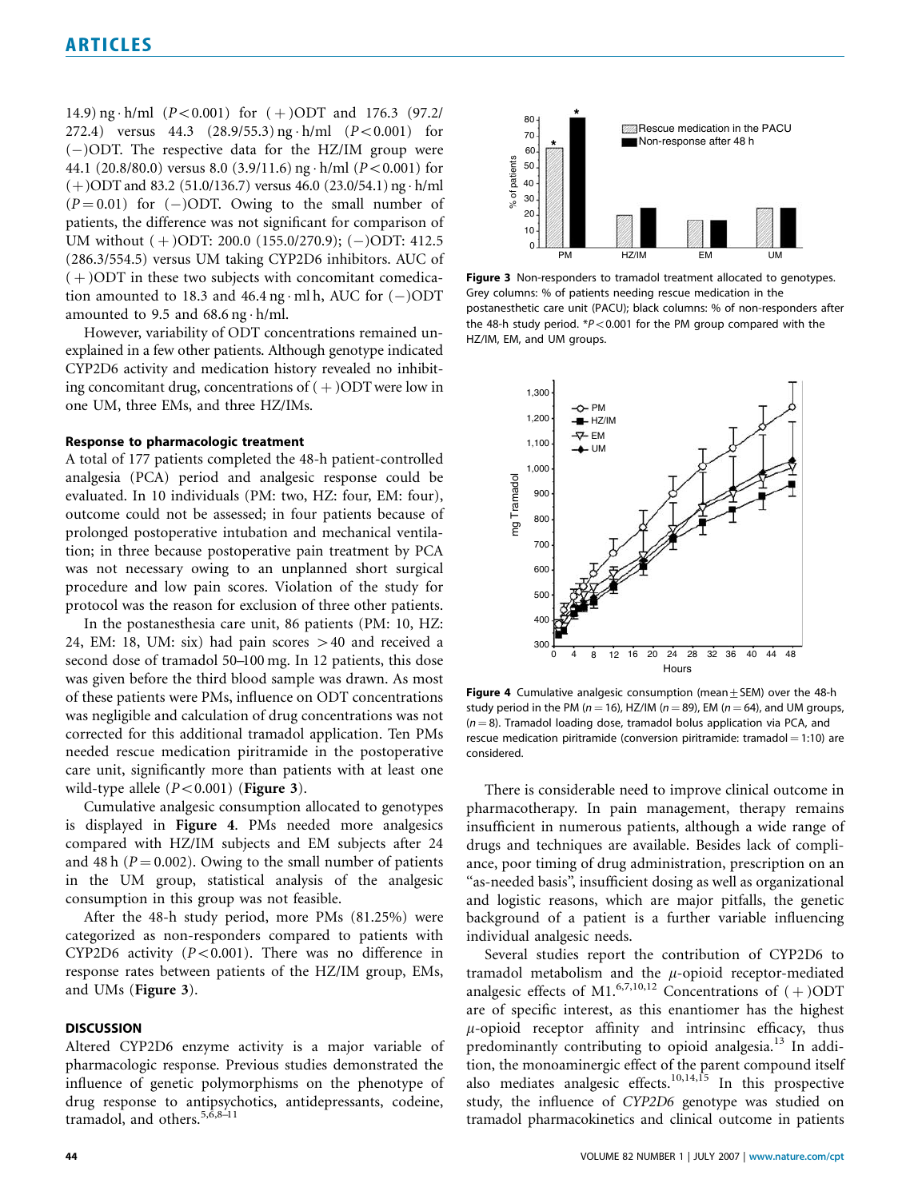14.9) ng · h/ml ($P < 0.001$) for (+)ODT and 176.3 (97.2/272.4) versus 44.3 (28.9/55.3) ng · h/ml ($P < 0.001$) for (−)ODT. The respective data for the HZ/IM group were 44.1 (20.8/80.0) versus 8.0 (3.9/11.6) ng · h/ml ($P < 0.001$) for (+)ODT and 83.2 (51.0/136.7) versus 46.0 (23.0/54.1) ng · h/ml ($P = 0.01$) for (−)ODT. Owing to the small number of patients, the difference was not significant for comparison of UM without (+)ODT: 200.0 (155.0/270.9); (−)ODT: 412.5 (286.3/554.5) versus UM taking CYP2D6 inhibitors. AUC of (+)ODT in these two subjects with concomitant comedication amounted to 18.3 and 46.4 ng · ml h, AUC for (−)ODT amounted to 9.5 and 68.6 ng · h/ml.

However, variability of ODT concentrations remained unexplained in a few other patients. Although genotype indicated CYP2D6 activity and medication history revealed no inhibiting concomitant drug, concentrations of (+)ODT were low in one UM, three EMs, and three HZ/IMs.

### Response to pharmacologic treatment

A total of 177 patients completed the 48-h patient-controlled analgesia (PCA) period and analgesic response could be evaluated. In 10 individuals (PM: two, HZ: four, EM: four), outcome could not be assessed; in four patients because of prolonged postoperative intubation and mechanical ventilation; in three because postoperative pain treatment by PCA was not necessary owing to an unplanned short surgical procedure and low pain scores. Violation of the study for protocol was the reason for exclusion of three other patients.

In the postanesthesia care unit, 86 patients (PM: 10, HZ: 24, EM: 18, UM: six) had pain scores >40 and received a second dose of tramadol 50–100 mg. In 12 patients, this dose was given before the third blood sample was drawn. As most of these patients were PMs, influence on ODT concentrations was negligible and calculation of drug concentrations was not corrected for this additional tramadol application. Ten PMs needed rescue medication piritramide in the postoperative care unit, significantly more than patients with at least one wild-type allele ($P < 0.001$) (**Figure 3**).

Cumulative analgesic consumption allocated to genotypes is displayed in **Figure 4**. PMs needed more analgesics compared with HZ/IM subjects and EM subjects after 24 and 48 h ($P = 0.002$). Owing to the small number of patients in the UM group, statistical analysis of the analgesic consumption in this group was not feasible.

After the 48-h study period, more PMs (81.25%) were categorized as non-responders compared to patients with CYP2D6 activity ($P < 0.001$). There was no difference in response rates between patients of the HZ/IM group, EMs, and UMs (**Figure 3**).

**Figure 3** Non-responders to tramadol treatment allocated to genotypes. Grey columns: % of patients needing rescue medication in the postanesthetic care unit (PACU); black columns: % of non-responders after the 48-h study period. *$P < 0.001$ for the PM group compared with the HZ/IM, EM, and UM groups.

**Figure 4** Cumulative analgesic consumption (mean ± SEM) over the 48-h study period in the PM ($n = 16$), HZ/IM ($n = 89$), EM ($n = 64$), and UM groups, ($n = 8$). Tramadol loading dose, tramadol bolus application via PCA, and rescue medication piritramide (conversion piritramide: tramadol = 1:10) are considered.

## DISCUSSION

Altered CYP2D6 enzyme activity is a major variable of pharmacologic response. Previous studies demonstrated the influence of genetic polymorphisms on the phenotype of drug response to antipsychotics, antidepressants, codeine, tramadol, and others.[5,6,8–11]

There is considerable need to improve clinical outcome in pharmacotherapy. In pain management, therapy remains insufficient in numerous patients, although a wide range of drugs and techniques are available. Besides lack of compliance, poor timing of drug administration, prescription on an "as-needed basis", insufficient dosing as well as organizational and logistic reasons, which are major pitfalls, the genetic background of a patient is a further variable influencing individual analgesic needs.

Several studies report the contribution of CYP2D6 to tramadol metabolism and the μ-opioid receptor-mediated analgesic effects of M1.[6,7,10,12] Concentrations of (+)ODT are of specific interest, as this enantiomer has the highest μ-opioid receptor affinity and intrinsinc efficacy, thus predominantly contributing to opioid analgesia.[13] In addition, the monoaminergic effect of the parent compound itself also mediates analgesic effects.[10,14,15] In this prospective study, the influence of *CYP2D6* genotype was studied on tramadol pharmacokinetics and clinical outcome in patients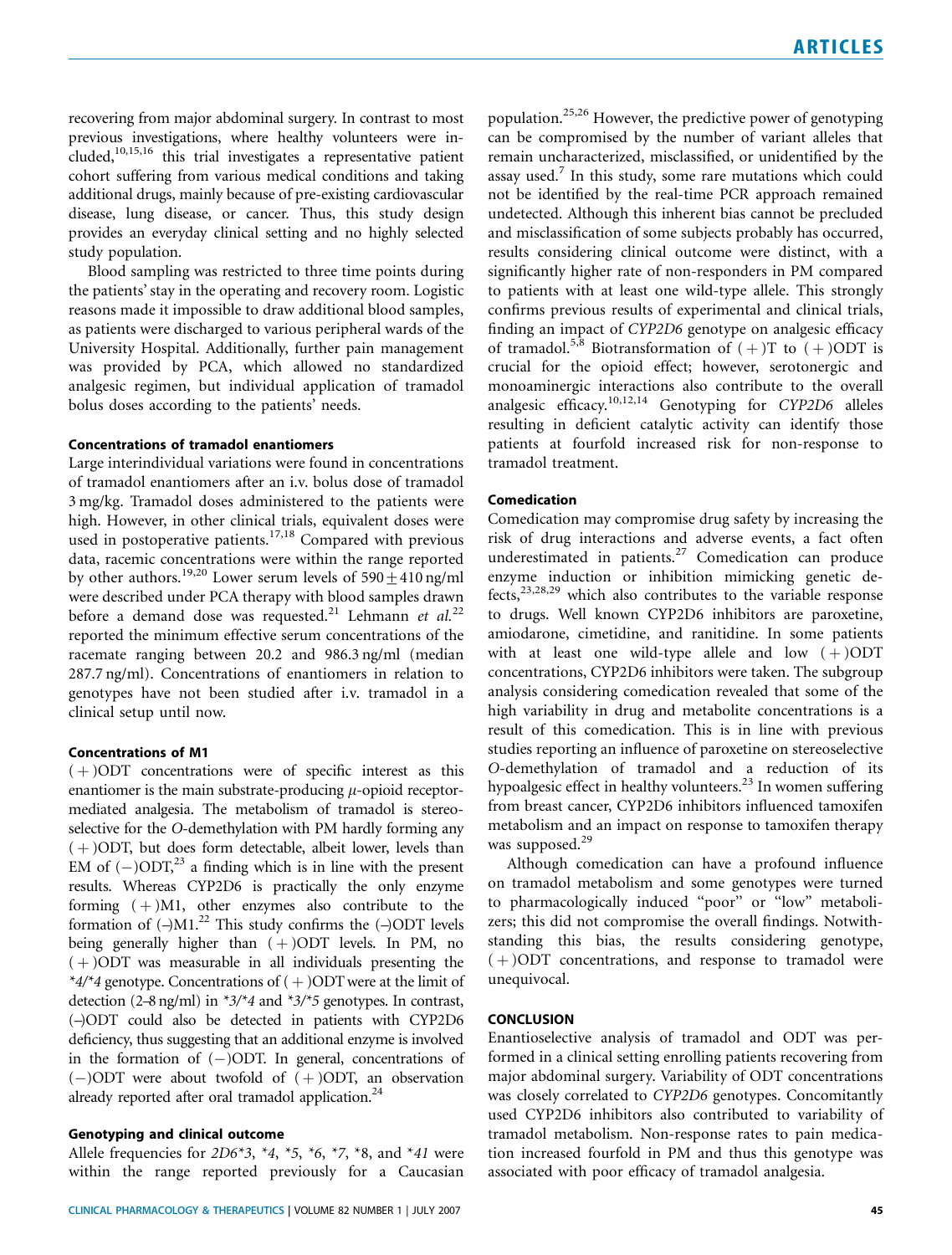recovering from major abdominal surgery. In contrast to most previous investigations, where healthy volunteers were included,[10,15,16] this trial investigates a representative patient cohort suffering from various medical conditions and taking additional drugs, mainly because of pre-existing cardiovascular disease, lung disease, or cancer. Thus, this study design provides an everyday clinical setting and no highly selected study population.

Blood sampling was restricted to three time points during the patients' stay in the operating and recovery room. Logistic reasons made it impossible to draw additional blood samples, as patients were discharged to various peripheral wards of the University Hospital. Additionally, further pain management was provided by PCA, which allowed no standardized analgesic regimen, but individual application of tramadol bolus doses according to the patients' needs.

#### Concentrations of tramadol enantiomers

Large interindividual variations were found in concentrations of tramadol enantiomers after an i.v. bolus dose of tramadol 3 mg/kg. Tramadol doses administered to the patients were high. However, in other clinical trials, equivalent doses were used in postoperative patients.[17,18] Compared with previous data, racemic concentrations were within the range reported by other authors.[19,20] Lower serum levels of $590 \pm 410$ ng/ml were described under PCA therapy with blood samples drawn before a demand dose was requested.[21] Lehmann *et al.*[22] reported the minimum effective serum concentrations of the racemate ranging between 20.2 and 986.3 ng/ml (median 287.7 ng/ml). Concentrations of enantiomers in relation to genotypes have not been studied after i.v. tramadol in a clinical setup until now.

#### Concentrations of M1

(+)ODT concentrations were of specific interest as this enantiomer is the main substrate-producing $\mu$-opioid receptor-mediated analgesia. The metabolism of tramadol is stereoselective for the *O*-demethylation with PM hardly forming any (+)ODT, but does form detectable, albeit lower, levels than EM of (−)ODT,[23] a finding which is in line with the present results. Whereas CYP2D6 is practically the only enzyme forming (+)M1, other enzymes also contribute to the formation of (−)M1.[22] This study confirms the (−)ODT levels being generally higher than (+)ODT levels. In PM, no (+)ODT was measurable in all individuals presenting the *\*4/\*4* genotype. Concentrations of (+)ODT were at the limit of detection (2–8 ng/ml) in *\*3/\*4* and *\*3/\*5* genotypes. In contrast, (−)ODT could also be detected in patients with CYP2D6 deficiency, thus suggesting that an additional enzyme is involved in the formation of (−)ODT. In general, concentrations of (−)ODT were about twofold of (+)ODT, an observation already reported after oral tramadol application.[24]

#### Genotyping and clinical outcome

Allele frequencies for *2D6\*3*, *\*4*, *\*5*, *\*6*, *\*7*, \*8, and *\*41* were within the range reported previously for a Caucasian population.[25,26] However, the predictive power of genotyping can be compromised by the number of variant alleles that remain uncharacterized, misclassified, or unidentified by the assay used.[7] In this study, some rare mutations which could not be identified by the real-time PCR approach remained undetected. Although this inherent bias cannot be precluded and misclassification of some subjects probably has occurred, results considering clinical outcome were distinct, with a significantly higher rate of non-responders in PM compared to patients with at least one wild-type allele. This strongly confirms previous results of experimental and clinical trials, finding an impact of *CYP2D6* genotype on analgesic efficacy of tramadol.[5,8] Biotransformation of (+)T to (+)ODT is crucial for the opioid effect; however, serotonergic and monoaminergic interactions also contribute to the overall analgesic efficacy.[10,12,14] Genotyping for *CYP2D6* alleles resulting in deficient catalytic activity can identify those patients at fourfold increased risk for non-response to tramadol treatment.

#### Comedication

Comedication may compromise drug safety by increasing the risk of drug interactions and adverse events, a fact often underestimated in patients.[27] Comedication can produce enzyme induction or inhibition mimicking genetic defects,[23,28,29] which also contributes to the variable response to drugs. Well known CYP2D6 inhibitors are paroxetine, amiodarone, cimetidine, and ranitidine. In some patients with at least one wild-type allele and low (+)ODT concentrations, CYP2D6 inhibitors were taken. The subgroup analysis considering comedication revealed that some of the high variability in drug and metabolite concentrations is a result of this comedication. This is in line with previous studies reporting an influence of paroxetine on stereoselective *O*-demethylation of tramadol and a reduction of its hypoalgesic effect in healthy volunteers.[23] In women suffering from breast cancer, CYP2D6 inhibitors influenced tamoxifen metabolism and an impact on response to tamoxifen therapy was supposed.[29]

Although comedication can have a profound influence on tramadol metabolism and some genotypes were turned to pharmacologically induced "poor" or "low" metabolizers; this did not compromise the overall findings. Notwithstanding this bias, the results considering genotype, (+)ODT concentrations, and response to tramadol were unequivocal.

### CONCLUSION

Enantioselective analysis of tramadol and ODT was performed in a clinical setting enrolling patients recovering from major abdominal surgery. Variability of ODT concentrations was closely correlated to *CYP2D6* genotypes. Concomitantly used CYP2D6 inhibitors also contributed to variability of tramadol metabolism. Non-response rates to pain medication increased fourfold in PM and thus this genotype was associated with poor efficacy of tramadol analgesia.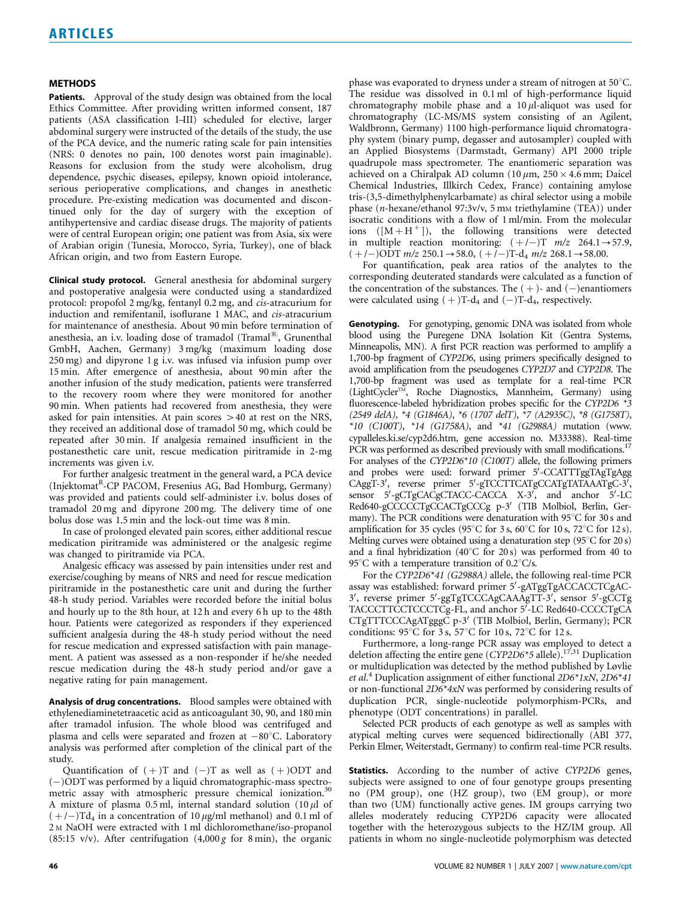## METHODS

**Patients.** Approval of the study design was obtained from the local Ethics Committee. After providing written informed consent, 187 patients (ASA classification I–III) scheduled for elective, larger abdominal surgery were instructed of the details of the study, the use of the PCA device, and the numeric rating scale for pain intensities (NRS: 0 denotes no pain, 100 denotes worst pain imaginable). Reasons for exclusion from the study were alcoholism, drug dependence, psychic diseases, epilepsy, known opioid intolerance, serious perioperative complications, and changes in anesthetic procedure. Pre-existing medication was documented and discontinued only for the day of surgery with the exception of antihypertensive and cardiac disease drugs. The majority of patients were of central European origin; one patient was from Asia, six were of Arabian origin (Tunesia, Morocco, Syria, Turkey), one of black African origin, and two from Eastern Europe.

**Clinical study protocol.** General anesthesia for abdominal surgery and postoperative analgesia were conducted using a standardized protocol: propofol 2 mg/kg, fentanyl 0.2 mg, and *cis*-atracurium for induction and remifentanil, isoflurane 1 MAC, and *cis*-atracurium for maintenance of anesthesia. About 90 min before termination of anesthesia, an i.v. loading dose of tramadol (Tramal®, Grunenthal GmbH, Aachen, Germany) 3 mg/kg (maximum loading dose 250 mg) and dipyrone 1 g i.v. was infused via infusion pump over 15 min. After emergence of anesthesia, about 90 min after the another infusion of the study medication, patients were transferred to the recovery room where they were monitored for another 90 min. When patients had recovered from anesthesia, they were asked for pain intensities. At pain scores >40 at rest on the NRS, they received an additional dose of tramadol 50 mg, which could be repeated after 30 min. If analgesia remained insufficient in the postanesthetic care unit, rescue medication piritramide in 2-mg increments was given i.v.

For further analgesic treatment in the general ward, a PCA device (Injektomat®-CP PACOM, Fresenius AG, Bad Homburg, Germany) was provided and patients could self-administer i.v. bolus doses of tramadol 20 mg and dipyrone 200 mg. The delivery time of one bolus dose was 1.5 min and the lock-out time was 8 min.

In case of prolonged elevated pain scores, either additional rescue medication piritramide was administered or the analgesic regime was changed to piritramide via PCA.

Analgesic efficacy was assessed by pain intensities under rest and exercise/coughing by means of NRS and need for rescue medication piritramide in the postanesthetic care unit and during the further 48-h study period. Variables were recorded before the initial bolus and hourly up to the 8th hour, at 12 h and every 6 h up to the 48th hour. Patients were categorized as responders if they experienced sufficient analgesia during the 48-h study period without the need for rescue medication and expressed satisfaction with pain management. A patient was assessed as a non-responder if he/she needed rescue medication during the 48-h study period and/or gave a negative rating for pain management.

**Analysis of drug concentrations.** Blood samples were obtained with ethylenediaminetetraacetic acid as anticoagulant 30, 90, and 180 min after tramadol infusion. The whole blood was centrifuged and plasma and cells were separated and frozen at −80°C. Laboratory analysis was performed after completion of the clinical part of the study.

Quantification of (+)T and (−)T as well as (+)ODT and (−)ODT was performed by a liquid chromatographic-mass spectrometric assay with atmospheric pressure chemical ionization.[30] A mixture of plasma 0.5 ml, internal standard solution (10 μl of (+/−)Td$_4$ in a concentration of 10 μg/ml methanol) and 0.1 ml of 2 M NaOH were extracted with 1 ml dichloromethane/iso-propanol (85:15 v/v). After centrifugation (4,000 *g* for 8 min), the organic phase was evaporated to dryness under a stream of nitrogen at 50°C. The residue was dissolved in 0.1 ml of high-performance liquid chromatography mobile phase and a 10 μl-aliquot was used for chromatography (LC-MS/MS system consisting of an Agilent, Waldbronn, Germany) 1100 high-performance liquid chromatography system (binary pump, degasser and autosampler) coupled with an Applied Biosystems (Darmstadt, Germany) API 2000 triple quadrupole mass spectrometer. The enantiomeric separation was achieved on a Chiralpak AD column (10 μm, 250 × 4.6 mm; Daicel Chemical Industries, Illkirch Cedex, France) containing amylose tris-(3,5-dimethylphenylcarbamate) as chiral selector using a mobile phase (*n*-hexane/ethanol 97:3v/v, 5 mM triethylamine (TEA)) under isocratic conditions with a flow of 1 ml/min. From the molecular ions ([M+H$^+$]), the following transitions were detected in multiple reaction monitoring: (+/−)T *m/z* 264.1→57.9, (+/−)ODT *m/z* 250.1→58.0, (+/−)T-d$_4$ *m/z* 268.1→58.00.

For quantification, peak area ratios of the analytes to the corresponding deuterated standards were calculated as a function of the concentration of the substances. The (+)- and (−)enantiomers were calculated using (+)T-d$_4$ and (−)T-d$_4$, respectively.

**Genotyping.** For genotyping, genomic DNA was isolated from whole blood using the Puregene DNA Isolation Kit (Gentra Systems, Minneapolis, MN). A first PCR reaction was performed to amplify a 1,700-bp fragment of *CYP2D6*, using primers specifically designed to avoid amplification from the pseudogenes *CYP2D7* and *CYP2D8*. The 1,700-bp fragment was used as template for a real-time PCR (LightCycler™, Roche Diagnostics, Mannheim, Germany) using fluorescence-labeled hybridization probes specific for the *CYP2D6 *3 (2549 delA)*, **4 (G1846A)*, **6 (1707 delT)*, **7 (A2935C)*, **8 (G1758T)*, **10 (C100T)*, **14 (G1758A)*, and **41 (G2988A)* mutation (www.cypalleles.ki.se/cyp2d6.htm, gene accession no. M33388). Real-time PCR was performed as described previously with small modifications.[17] For analyses of the *CYP2D6*10 (C100T)* allele, the following primers and probes were used: forward primer 5′-CCATTTggTAgTgAgg CAggT-3′, reverse primer 5′-gTCCTTCATgCCATgTATAAATgC-3′, sensor 5′-gCTgCACgCTACC-CACCA X-3′, and anchor 5′-LC Red640-gCCCCCTgCCACTgCCCg p-3′ (TIB Molbiol, Berlin, Germany). The PCR conditions were denaturation with 95°C for 30 s and amplification for 35 cycles (95°C for 3 s, 60°C for 10 s, 72°C for 12 s). Melting curves were obtained using a denaturation step (95°C for 20 s) and a final hybridization (40°C for 20 s) was performed from 40 to 95°C with a temperature transition of 0.2°C/s.

For the *CYP2D6*41 (G2988A)* allele, the following real-time PCR assay was established: forward primer 5′-gATggTgACCACCTCgAC-3′, reverse primer 5′-ggTgTCCCAgCAAAgTT-3′, sensor 5′-gCCTg TACCCTTCCTCCCTCg-FL, and anchor 5′-LC Red640-CCCCTgCA CTgTTTCCCAgATgggC p-3′ (TIB Molbiol, Berlin, Germany); PCR conditions: 95°C for 3 s, 57°C for 10 s, 72°C for 12 s.

Furthermore, a long-range PCR assay was employed to detect a deletion affecting the entire gene (*CYP2D6*5* allele).[17,31] Duplication or multiduplication was detected by the method published by Løvlie *et al*.[4] Duplication assignment of either functional *2D6*1xN*, *2D6*41* or non-functional *2D6*4xN* was performed by considering results of duplication PCR, single-nucleotide polymorphism-PCRs, and phenotype (ODT concentrations) in parallel.

Selected PCR products of each genotype as well as samples with atypical melting curves were sequenced bidirectionally (ABI 377, Perkin Elmer, Weiterstadt, Germany) to confirm real-time PCR results.

**Statistics.** According to the number of active *CYP2D6* genes, subjects were assigned to one of four genotype groups presenting no (PM group), one (HZ group), two (EM group), or more than two (UM) functionally active genes. IM groups carrying two alleles moderately reducing CYP2D6 capacity were allocated together with the heterozygous subjects to the HZ/IM group. All patients in whom no single-nucleotide polymorphism was detected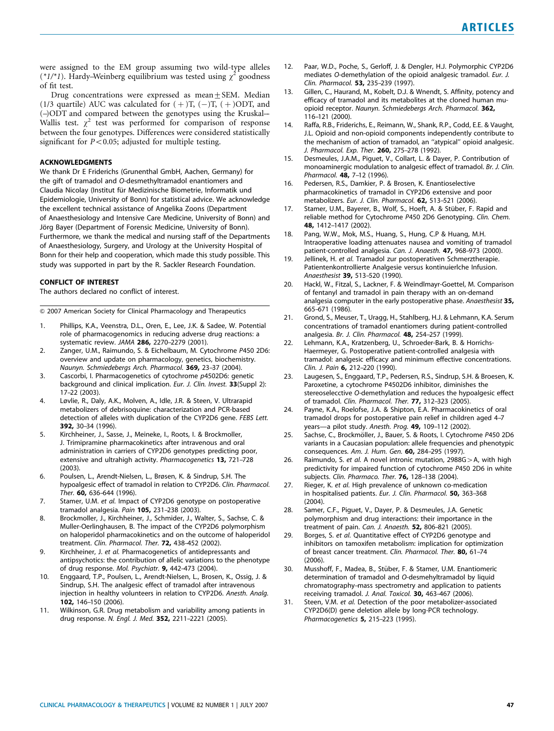were assigned to the EM group assuming two wild-type alleles (*1/*1). Hardy–Weinberg equilibrium was tested using $\chi^2$ goodness of fit test.

Drug concentrations were expressed as mean ± SEM. Median (1/3 quartile) AUC was calculated for (+)T, (−)T, (+)ODT, and (–)ODT and compared between the genotypes using the Kruskal–Wallis test. $\chi^2$ test was performed for comparison of response between the four genotypes. Differences were considered statistically significant for $P < 0.05$; adjusted for multiple testing.

### ACKNOWLEDGMENTS

We thank Dr E Friderichs (Grunenthal GmbH, Aachen, Germany) for the gift of tramadol and *O*-desmethyltramadol enantiomers and Claudia Nicolay (Institut für Medizinische Biometrie, Informatik und Epidemiologie, University of Bonn) for statistical advice. We acknowledge the excellent technical assistance of Angelika Zoons (Department of Anaesthesiology and Intensive Care Medicine, University of Bonn) and Jörg Bayer (Department of Forensic Medicine, University of Bonn). Furthermore, we thank the medical and nursing staff of the Departments of Anaesthesiology, Surgery, and Urology at the University Hospital of Bonn for their help and cooperation, which made this study possible. This study was supported in part by the R. Sackler Research Foundation.

### CONFLICT OF INTEREST

The authors declared no conflict of interest.

© 2007 American Society for Clinical Pharmacology and Therapeutics

1. Phillips, K.A., Veenstra, D.L., Oren, E., Lee, J.K. & Sadee, W. Potential role of pharmacogenomics in reducing adverse drug reactions: a systematic review. *JAMA* **286,** 2270–2279 (2001).
2. Zanger, U.M., Raimundo, S. & Eichelbaum, M. Cytochrome *P*450 2D6: overview and update on pharmacology, genetics, biochemistry. *Naunyn. Schmiedebergs Arch. Pharmacol.* **369,** 23–37 (2004).
3. Cascorbi, I. Pharmacogenetics of cytochrome *p*4502D6: genetic background and clinical implication. *Eur. J. Clin. Invest.* **33**(Suppl 2): 17–22 (2003).
4. Løvlie, R., Daly, A.K., Molven, A., Idle, J.R. & Steen, V.M. Ultrarapid metabolizers of debrisoquine: characterization and PCR-based detection of alleles with duplication of the CYP2D6 gene. *FEBS Lett.* **392,** 30–34 (1996).
5. Kirchheiner, J., Sasse, J., Meineke, I., Roots, I. & Brockmoller, J. Trimipramine pharmacokinetics after intravenous and oral administration in carriers of CYP2D6 genotypes predicting poor, extensive and ultrahigh activity. *Pharmacogenetics* **13,** 721–728 (2003).
6. Poulsen, L., Arendt-Nielsen, L., Brøsen, K. & Sindrup, S.H. The hypoalgesic effect of tramadol in relation to CYP2D6. *Clin. Pharmacol. Ther.* **60,** 636–644 (1996).
7. Stamer, U.M. *et al.* Impact of CYP2D6 genotype on postoperative tramadol analgesia. *Pain* **105,** 231–238 (2003).
8. Brockmoller, J., Kirchheiner, J., Schmider, J., Walter, S., Sachse, C. & Muller-Oerlinghausen, B. The impact of the CYP2D6 polymorphism on haloperidol pharmacokinetics and on the outcome of haloperidol treatment. *Clin. Pharmacol. Ther.* **72,** 438–452 (2002).
9. Kirchheiner, J. *et al.* Pharmacogenetics of antidepressants and antipsychotics: the contribution of allelic variations to the phenotype of drug response. *Mol. Psychiatr.* **9,** 442–473 (2004).
10. Enggaard, T.P., Poulsen, L., Arendt-Nielsen, L., Brosen, K., Ossig, J. & Sindrup, S.H. The analgesic effect of tramadol after intravenous injection in healthy volunteers in relation to CYP2D6. *Anesth. Analg.* **102,** 146–150 (2006).
11. Wilkinson, G.R. Drug metabolism and variability among patients in drug response. *N. Engl. J. Med.* **352,** 2211–2221 (2005).
12. Paar, W.D., Poche, S., Gerloff, J. & Dengler, H.J. Polymorphic CYP2D6 mediates *O*-demethylation of the opioid analgesic tramadol. *Eur. J. Clin. Pharmacol.* **53,** 235–239 (1997).
13. Gillen, C., Haurand, M., Kobelt, D.J. & Wnendt, S. Affinity, potency and efficacy of tramadol and its metabolites at the cloned human mu-opioid receptor. *Naunyn. Schmiedebergs Arch. Pharmacol.* **362,** 116–121 (2000).
14. Raffa, R.B., Friderichs, E., Reimann, W., Shank, R.P., Codd, E.E. & Vaught, J.L. Opioid and non-opioid components independently contribute to the mechanism of action of tramadol, an ''atypical'' opioid analgesic. *J. Pharmacol. Exp. Ther.* **260,** 275–278 (1992).
15. Desmeules, J.A.M., Piguet, V., Collart, L. & Dayer, P. Contribution of monoaminergic modulation to analgesic effect of tramadol. *Br. J. Clin. Pharmacol.* **48,** 7–12 (1996).
16. Pedersen, R.S., Damkier, P. & Brosen, K. Enantioselective pharmacokinetics of tramadol in CYP2D6 extensive and poor metabolizers. *Eur. J. Clin. Pharmacol.* **62,** 513–521 (2006).
17. Stamer, U.M., Bayerer, B., Wolf, S., Hoeft, A. & Stüber, F. Rapid and reliable method for Cytochrome *P*450 2D6 Genotyping. *Clin. Chem.* **48,** 1412–1417 (2002).
18. Pang, W.W., Mok, M.S., Huang, S., Hung, C.P & Huang, M.H. Intraoperative loading attenuates nausea and vomiting of tramadol patient-controlled analgesia. *Can. J. Anaesth.* **47,** 968–973 (2000).
19. Jellinek, H. *et al.* Tramadol zur postoperativen Schmerztherapie. Patientenkontrollierte Analgesie versus kontinuierlche Infusion. *Anaesthesist* **39,** 513–520 (1990).
20. Hackl, W., Fitzal, S., Lackner, F. & Weindlmayr-Goettel, M. Comparison of fentanyl and tramadol in pain therapy with an on-demand analgesia computer in the early postoperative phase. *Anaesthesist* **35,** 665–671 (1986).
21. Grond, S., Meuser, T., Uragg, H., Stahlberg, H.J. & Lehmann, K.A. Serum concentrations of tramadol enantiomers during patient-controlled analgesia. *Br. J. Clin. Pharmacol.* **48,** 254–257 (1999).
22. Lehmann, K.A., Kratzenberg, U., Schroeder-Bark, B. & Horrichs-Haermeyer, G. Postoperative patient-controlled analgesia with tramadol: analgesic efficacy and minimum effective concentrations. *Clin. J. Pain* **6,** 212–220 (1990).
23. Laugesen, S., Enggaard, T.P., Pedersen, R.S., Sindrup, S.H. & Broesen, K. Paroxetine, a cytochrome P4502D6 inhibitor, diminishes the stereoselecctive *O*-demethylation and reduces the hypoalgesic effect of tramadol. *Clin. Pharmacol. Ther.* **77,** 312–323 (2005).
24. Payne, K.A., Roelofse, J.A. & Shipton, E.A. Pharmacokinetics of oral tramadol drops for postoperative pain relief in children aged 4–7 years—a pilot study. *Anesth. Prog.* **49,** 109–112 (2002).
25. Sachse, C., Brockmöller, J., Bauer, S. & Roots, I. Cytochrome *P*450 2D6 variants in a Caucasian population: allele frequencies and phenotypic consequences. *Am. J. Hum. Gen.* **60,** 284–295 (1997).
26. Raimundo, S. *et al.* A novel intronic mutation, 2988G>A, with high predictivity for impaired function of cytochrome *P*450 2D6 in white subjects. *Clin. Pharmaco. Ther.* **76,** 128–138 (2004).
27. Rieger, K. *et al.* High prevalence of unknown co-medication in hospitalised patients. *Eur. J. Clin. Pharmacol.* **50,** 363–368 (2004).
28. Samer, C.F., Piguet, V., Dayer, P. & Desmeules, J.A. Genetic polymorphism and drug interactions: their importance in the treatment of pain. *Can. J. Anaesth.* **52,** 806–821 (2005).
29. Borges, S. *et al.* Quantitative effect of CYP2D6 genotype and inhibitors on tamoxifen metabolism: implication for optimization of breast cancer treatment. *Clin. Pharmacol. Ther.* **80,** 61–74 (2006).
30. Musshoff, F., Madea, B., Stüber, F. & Stamer, U.M. Enantiomeric determination of tramadol and *O*-desmehyltramadol by liquid chromatography–mass spectrometry and application to patients receiving tramadol. *J. Anal. Toxicol.* **30,** 463–467 (2006).
31. Steen, V.M. *et al.* Detection of the poor metabolizer-associated CYP2D6(D) gene deletion allele by long-PCR technology. *Pharmacogenetics* **5,** 215–223 (1995).